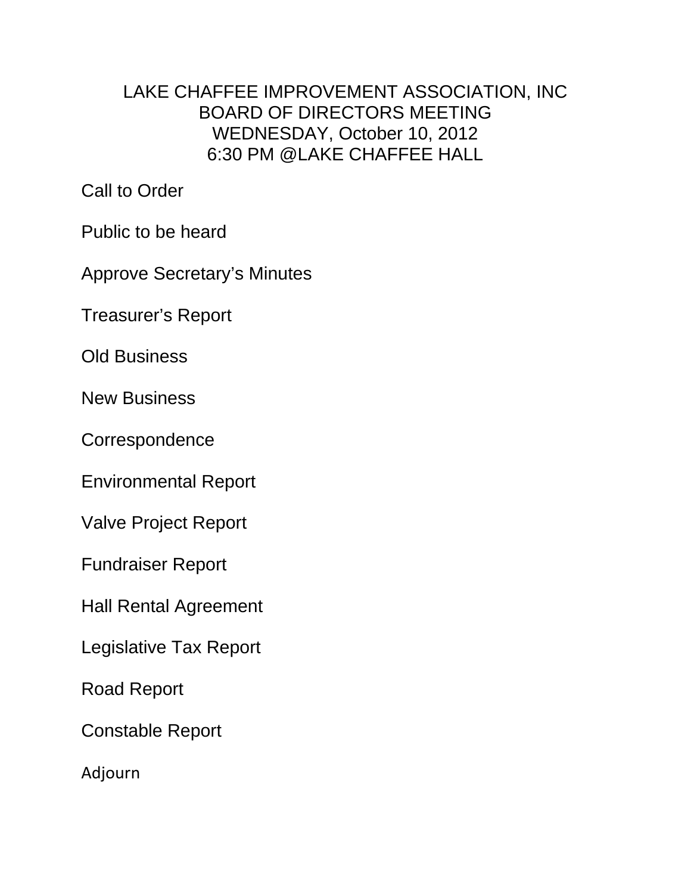# LAKE CHAFFEE IMPROVEMENT ASSOCIATION, INC
## BOARD OF DIRECTORS MEETING
## WEDNESDAY, October 10, 2012
## 6:30 PM @LAKE CHAFFEE HALL

Call to Order

Public to be heard

Approve Secretary's Minutes

Treasurer's Report

Old Business

New Business

Correspondence

Environmental Report

Valve Project Report

Fundraiser Report

Hall Rental Agreement

Legislative Tax Report

Road Report

Constable Report

Adjourn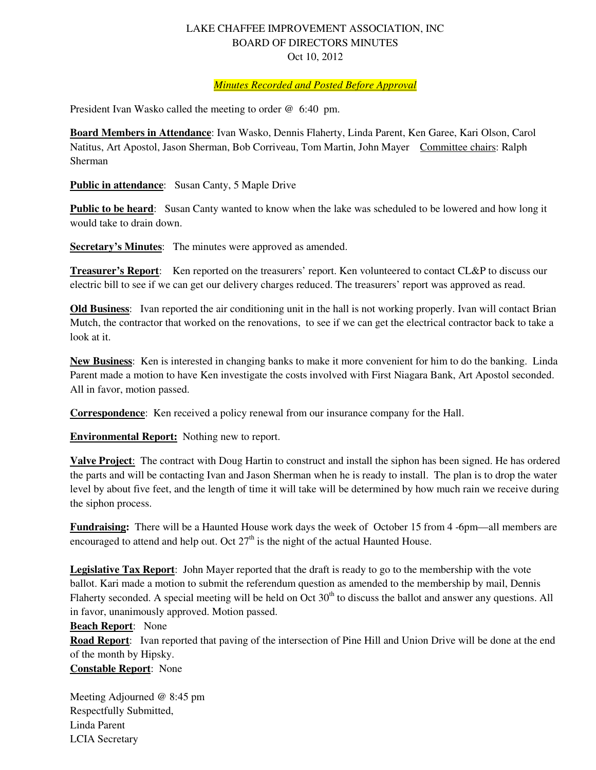LAKE CHAFFEE IMPROVEMENT ASSOCIATION, INC
BOARD OF DIRECTORS MINUTES
Oct 10, 2012

*Minutes Recorded and Posted Before Approval*

President Ivan Wasko called the meeting to order @ 6:40 pm.

**Board Members in Attendance**: Ivan Wasko, Dennis Flaherty, Linda Parent, Ken Garee, Kari Olson, Carol Natitus, Art Apostol, Jason Sherman, Bob Corriveau, Tom Martin, John Mayer Committee chairs: Ralph Sherman

**Public in attendance**: Susan Canty, 5 Maple Drive

**Public to be heard**: Susan Canty wanted to know when the lake was scheduled to be lowered and how long it would take to drain down.

**Secretary's Minutes**: The minutes were approved as amended.

**Treasurer's Report**: Ken reported on the treasurers' report. Ken volunteered to contact CL&P to discuss our electric bill to see if we can get our delivery charges reduced. The treasurers' report was approved as read.

**Old Business**: Ivan reported the air conditioning unit in the hall is not working properly. Ivan will contact Brian Mutch, the contractor that worked on the renovations, to see if we can get the electrical contractor back to take a look at it.

**New Business**: Ken is interested in changing banks to make it more convenient for him to do the banking. Linda Parent made a motion to have Ken investigate the costs involved with First Niagara Bank, Art Apostol seconded. All in favor, motion passed.

**Correspondence**: Ken received a policy renewal from our insurance company for the Hall.

**Environmental Report:** Nothing new to report.

**Valve Project**: The contract with Doug Hartin to construct and install the siphon has been signed. He has ordered the parts and will be contacting Ivan and Jason Sherman when he is ready to install. The plan is to drop the water level by about five feet, and the length of time it will take will be determined by how much rain we receive during the siphon process.

**Fundraising:** There will be a Haunted House work days the week of October 15 from 4 -6pm—all members are encouraged to attend and help out. Oct 27th is the night of the actual Haunted House.

**Legislative Tax Report**: John Mayer reported that the draft is ready to go to the membership with the vote ballot. Kari made a motion to submit the referendum question as amended to the membership by mail, Dennis Flaherty seconded. A special meeting will be held on Oct 30th to discuss the ballot and answer any questions. All in favor, unanimously approved. Motion passed.

**Beach Report**: None

**Road Report**: Ivan reported that paving of the intersection of Pine Hill and Union Drive will be done at the end of the month by Hipsky.

**Constable Report**: None

Meeting Adjourned @ 8:45 pm
Respectfully Submitted,
Linda Parent
LCIA Secretary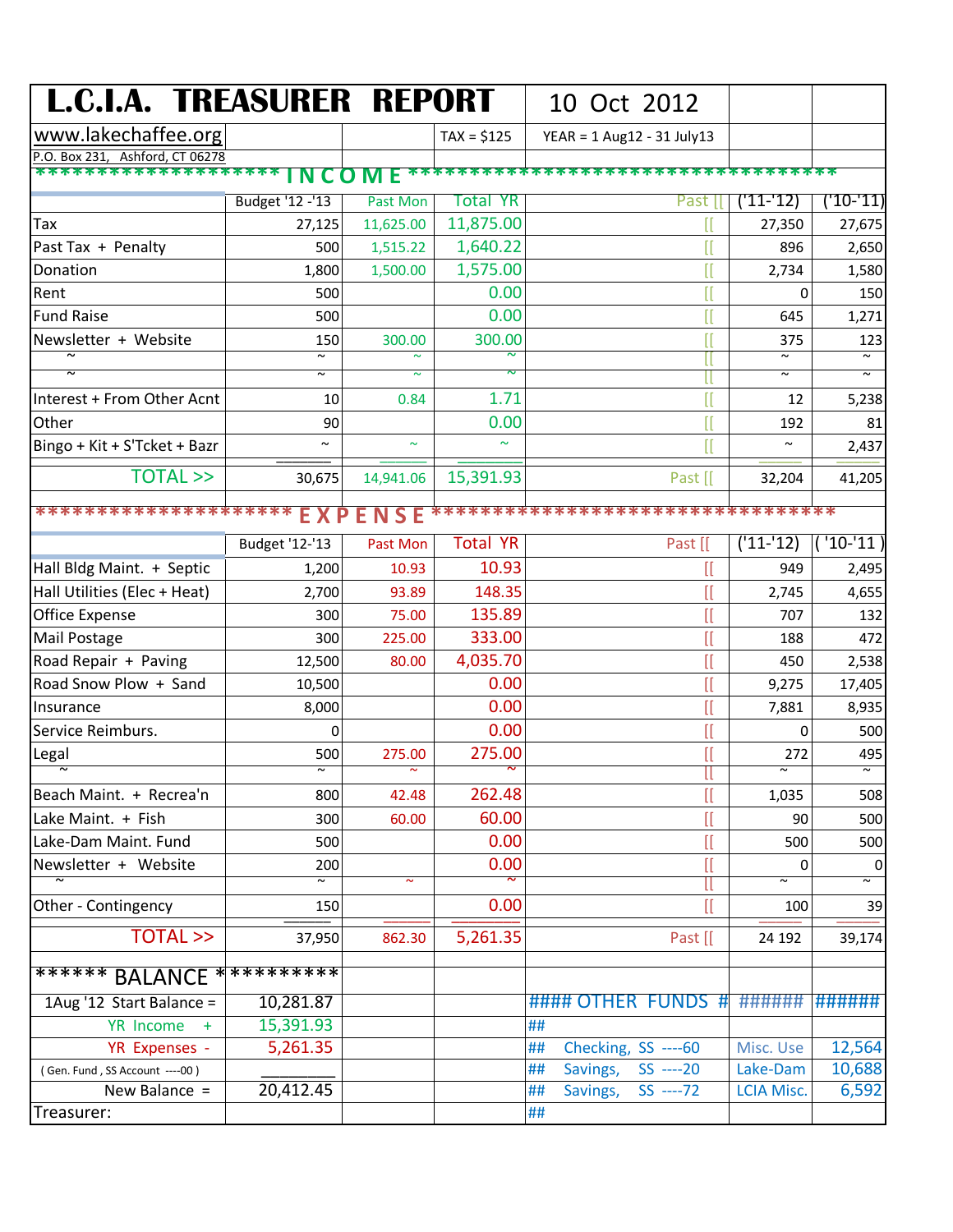# L.C.I.A. TREASURER REPORT

10 Oct 2012

www.lakechaffee.org

P.O. Box 231, Ashford, CT 06278

TAX = $125

YEAR = 1 Aug12 - 31 July13

## ********************* I N C O M E *************************************

| | Budget '12 -'13 | Past Mon | Total YR | Past [[ | ('11-'12) | ('10-'11) |
|---|---|---|---|---|---|---|
| Tax | 27,125 | 11,625.00 | 11,875.00 | [[ | 27,350 | 27,675 |
| Past Tax + Penalty | 500 | 1,515.22 | 1,640.22 | [[ | 896 | 2,650 |
| Donation | 1,800 | 1,500.00 | 1,575.00 | [[ | 2,734 | 1,580 |
| Rent | 500 | | 0.00 | [[ | 0 | 150 |
| Fund Raise | 500 | | 0.00 | [[ | 645 | 1,271 |
| Newsletter + Website | 150 | 300.00 | 300.00 | [[ | 375 | 123 |
| ~ | ~ | ~ | ~ | [[ | ~ | ~ |
| ~ | ~ | ~ | ~ | [[ | ~ | ~ |
| Interest + From Other Acnt | 10 | 0.84 | 1.71 | [[ | 12 | 5,238 |
| Other | 90 | | 0.00 | [[ | 192 | 81 |
| Bingo + Kit + S'Tcket + Bazr | ~ | ~ | ~ | [[ | ~ | 2,437 |
| TOTAL >> | 30,675 | 14,941.06 | 15,391.93 | Past [[ | 32,204 | 41,205 |

## ******************** E X P E N S E **********************************

| | Budget '12-'13 | Past Mon | Total YR | Past [[ | ('11-'12) | ('10-'11) |
|---|---|---|---|---|---|---|
| Hall Bldg Maint. + Septic | 1,200 | 10.93 | 10.93 | [[ | 949 | 2,495 |
| Hall Utilities (Elec + Heat) | 2,700 | 93.89 | 148.35 | [[ | 2,745 | 4,655 |
| Office Expense | 300 | 75.00 | 135.89 | [[ | 707 | 132 |
| Mail Postage | 300 | 225.00 | 333.00 | [[ | 188 | 472 |
| Road Repair + Paving | 12,500 | 80.00 | 4,035.70 | [[ | 450 | 2,538 |
| Road Snow Plow + Sand | 10,500 | | 0.00 | [[ | 9,275 | 17,405 |
| Insurance | 8,000 | | 0.00 | [[ | 7,881 | 8,935 |
| Service Reimburs. | 0 | | 0.00 | [[ | 0 | 500 |
| Legal | 500 | 275.00 | 275.00 | [[ | 272 | 495 |
| ~ | ~ | ~ | ~ | [[ | ~ | ~ |
| Beach Maint. + Recrea'n | 800 | 42.48 | 262.48 | [[ | 1,035 | 508 |
| Lake Maint. + Fish | 300 | 60.00 | 60.00 | [[ | 90 | 500 |
| Lake-Dam Maint. Fund | 500 | | 0.00 | [[ | 500 | 500 |
| Newsletter + Website | 200 | | 0.00 | [[ | 0 | 0 |
| ~ | ~ | ~ | ~ | [[ | ~ | ~ |
| Other - Contingency | 150 | | 0.00 | [[ | 100 | 39 |
| TOTAL >> | 37,950 | 862.30 | 5,261.35 | Past [[ | 24 192 | 39,174 |

## ****** BALANCE **********

| | |
|---|---|
| 1Aug '12 Start Balance = | 10,281.87 |
| YR Income + | 15,391.93 |
| YR Expenses - | 5,261.35 |
| ( Gen. Fund , SS Account ----00 ) | ________ |
| New Balance = | 20,412.45 |

Treasurer:

## #### OTHER FUNDS # ####### ######

| | | |
|---|---|---|
| ## Checking, SS ----60 | Misc. Use | 12,564 |
| ## Savings, SS ----20 | Lake-Dam | 10,688 |
| ## Savings, SS ----72 | LCIA Misc. | 6,592 |